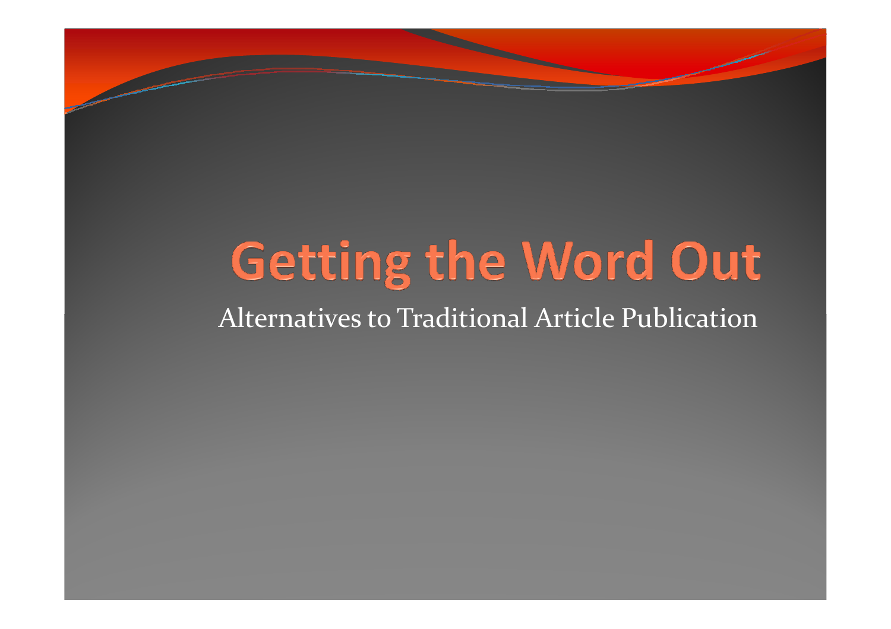# Getting the Word Out

Alternatives to Traditional Article Publication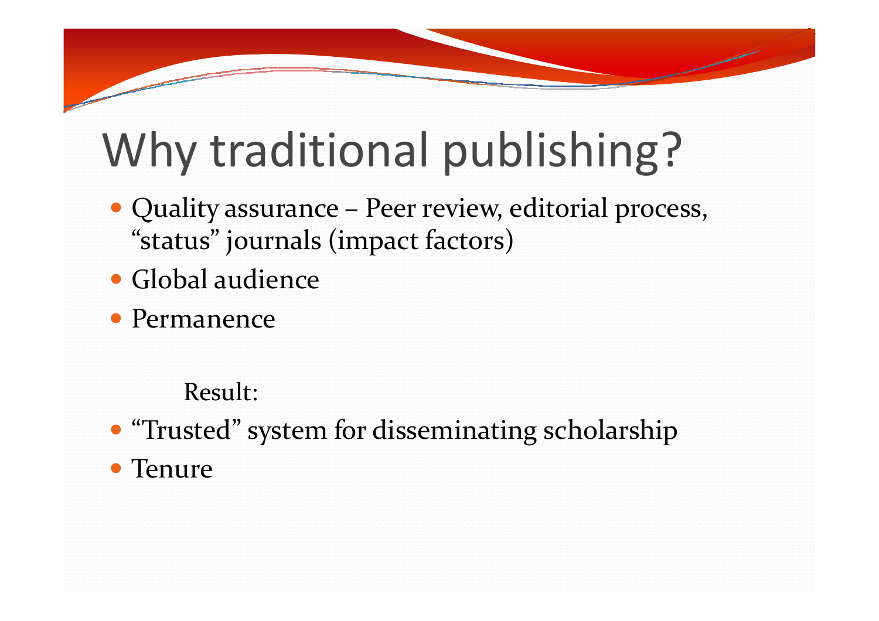# Why traditional publishing?

- Quality assurance – Peer review, editorial process, "status" journals (impact factors)
- Global audience
- Permanence

Result:

- "Trusted" system for disseminating scholarship
- Tenure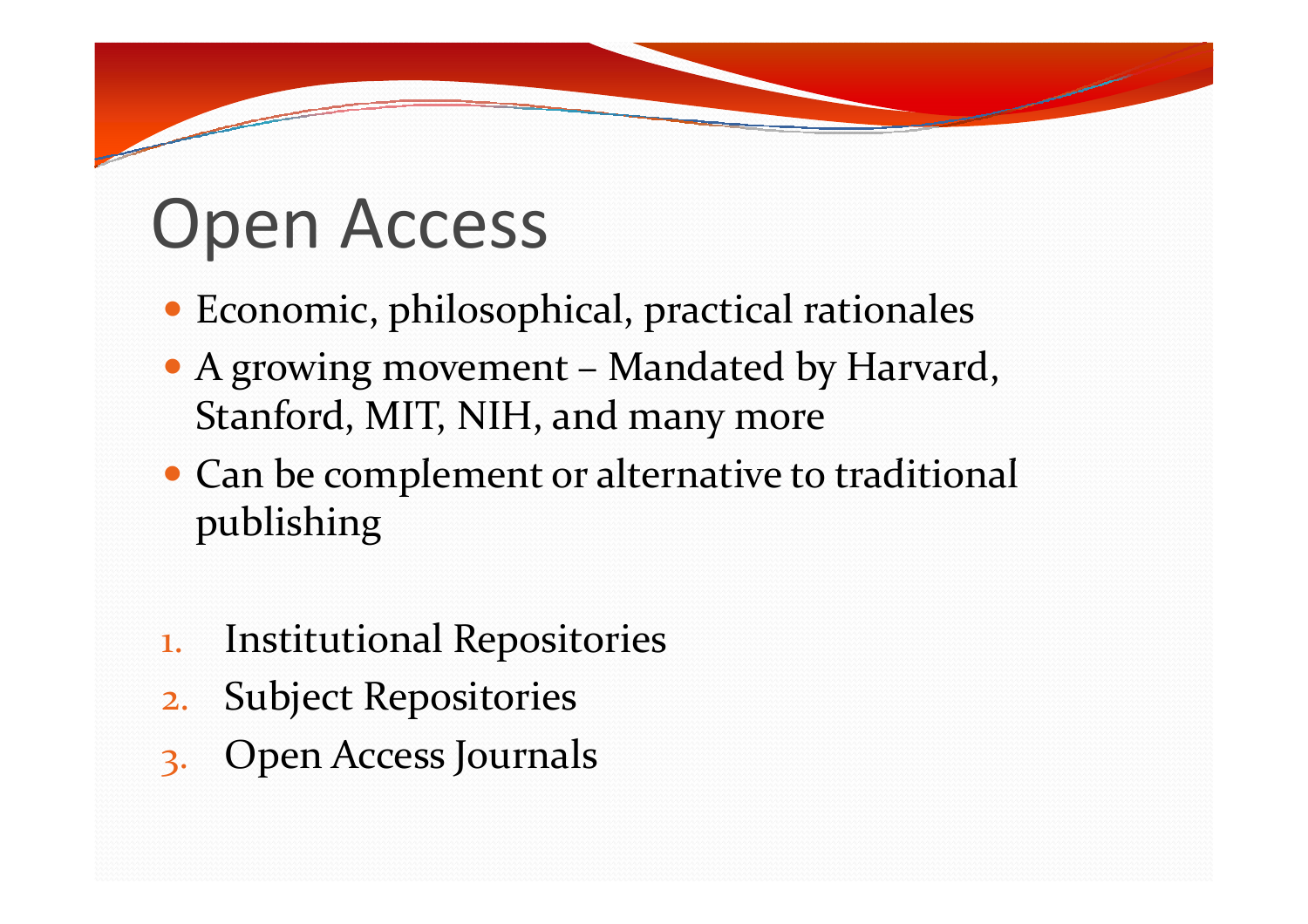# Open Access

- Economic, philosophical, practical rationales
- A growing movement – Mandated by Harvard, Stanford, MIT, NIH, and many more
- Can be complement or alternative to traditional publishing

1. Institutional Repositories
2. Subject Repositories
3. Open Access Journals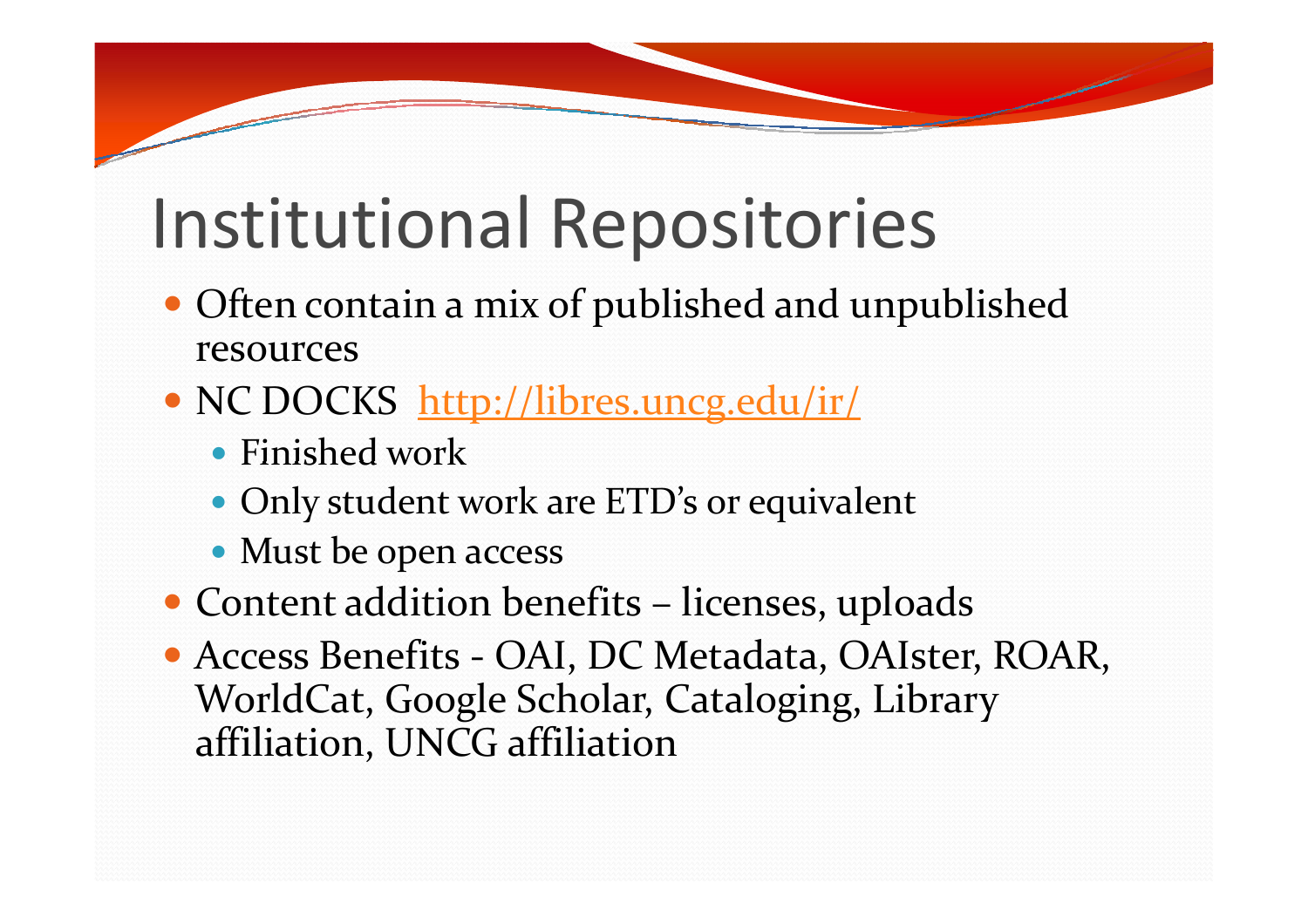# Institutional Repositories

- Often contain a mix of published and unpublished resources
- NC DOCKS [http://libres.uncg.edu/ir/](http://libres.uncg.edu/ir/)
  - Finished work
  - Only student work are ETD's or equivalent
  - Must be open access
- Content addition benefits – licenses, uploads
- Access Benefits - OAI, DC Metadata, OAIster, ROAR, WorldCat, Google Scholar, Cataloging, Library affiliation, UNCG affiliation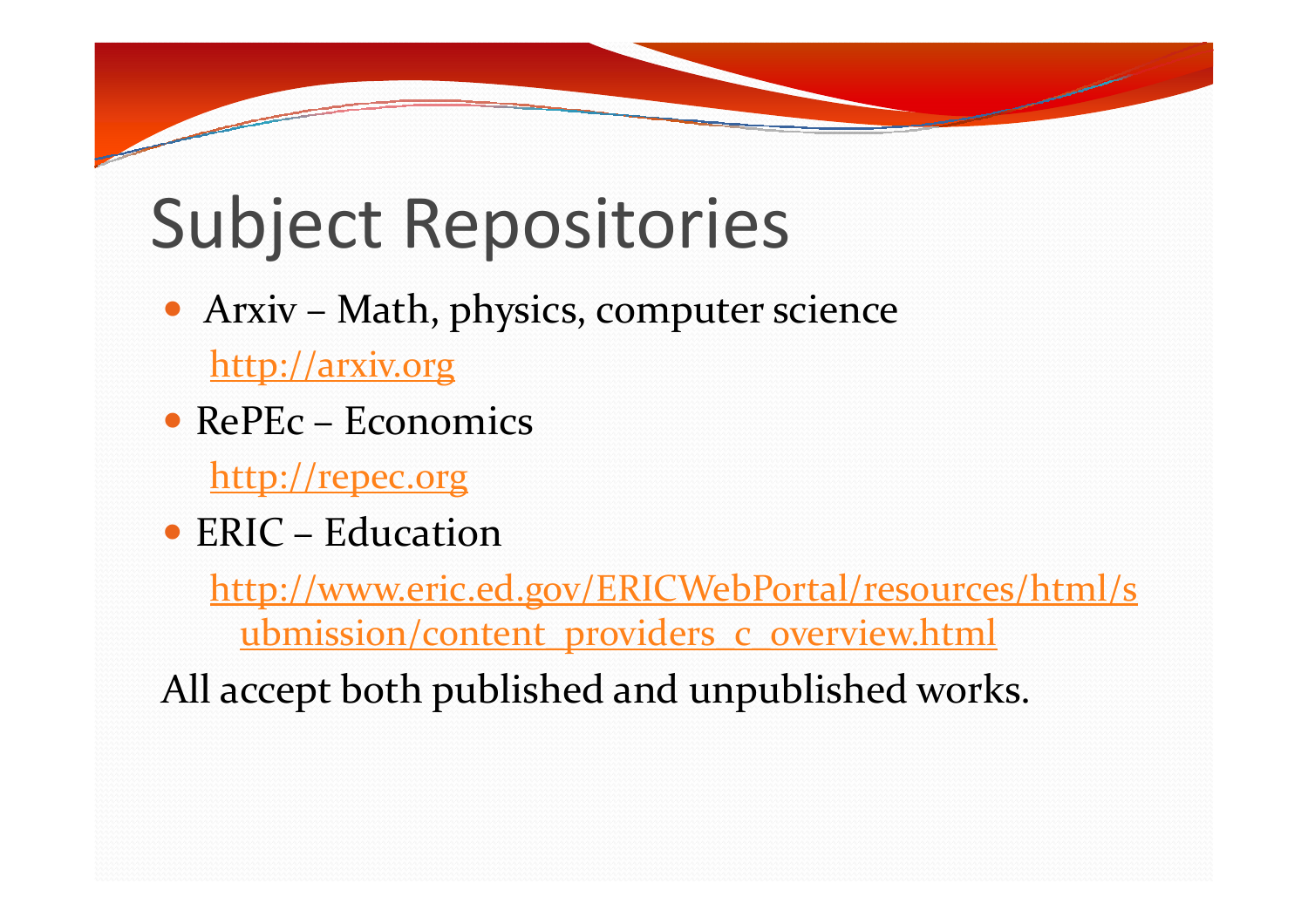# Subject Repositories

- Arxiv – Math, physics, computer science

  http://arxiv.org

- RePEc – Economics

  http://repec.org

- ERIC – Education

  http://www.eric.ed.gov/ERICWebPortal/resources/html/submission/content_providers_c_overview.html

All accept both published and unpublished works.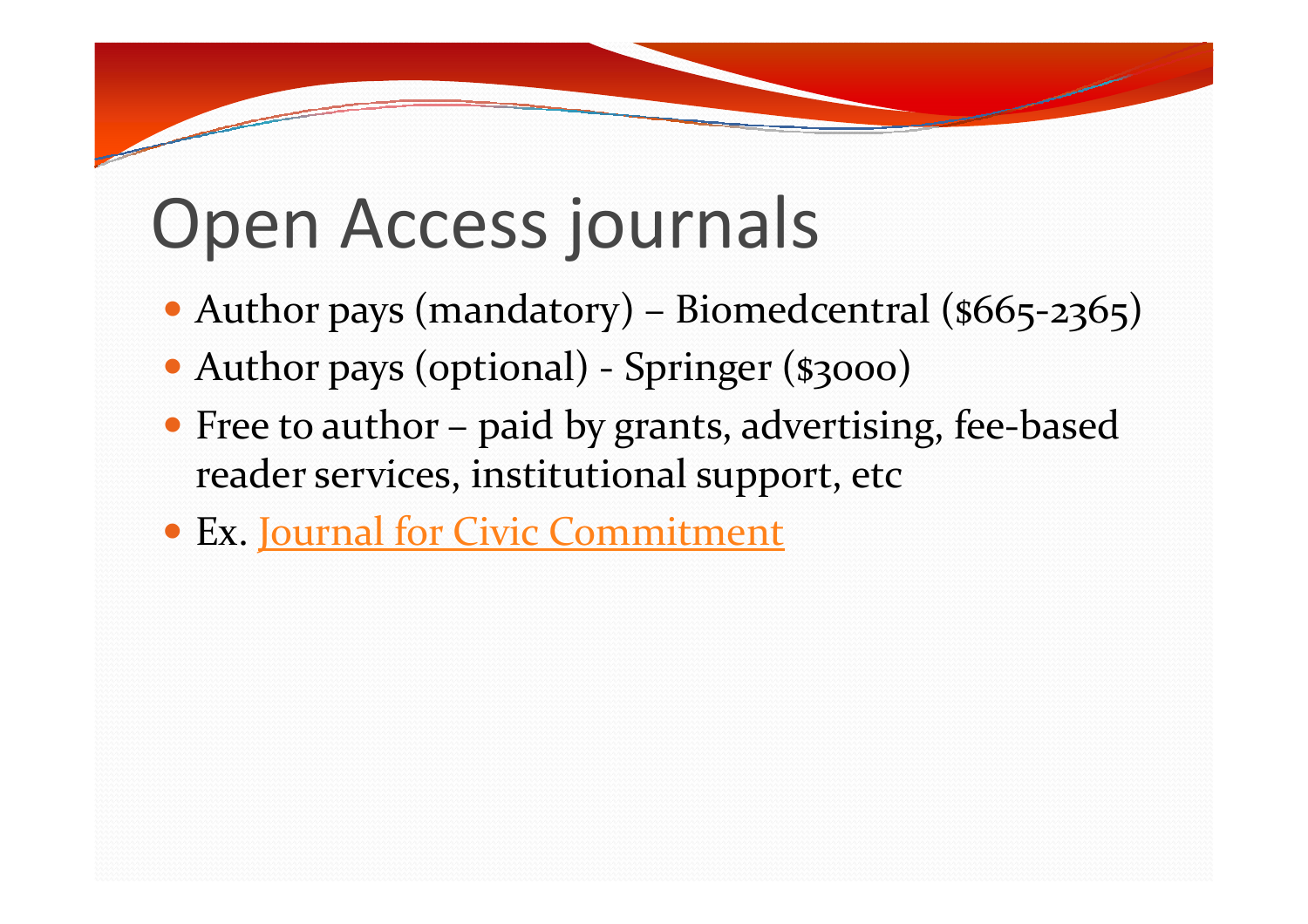# Open Access journals

- Author pays (mandatory) – Biomedcentral ($665-2365)
- Author pays (optional) - Springer ($3000)
- Free to author – paid by grants, advertising, fee-based reader services, institutional support, etc
- Ex. Journal for Civic Commitment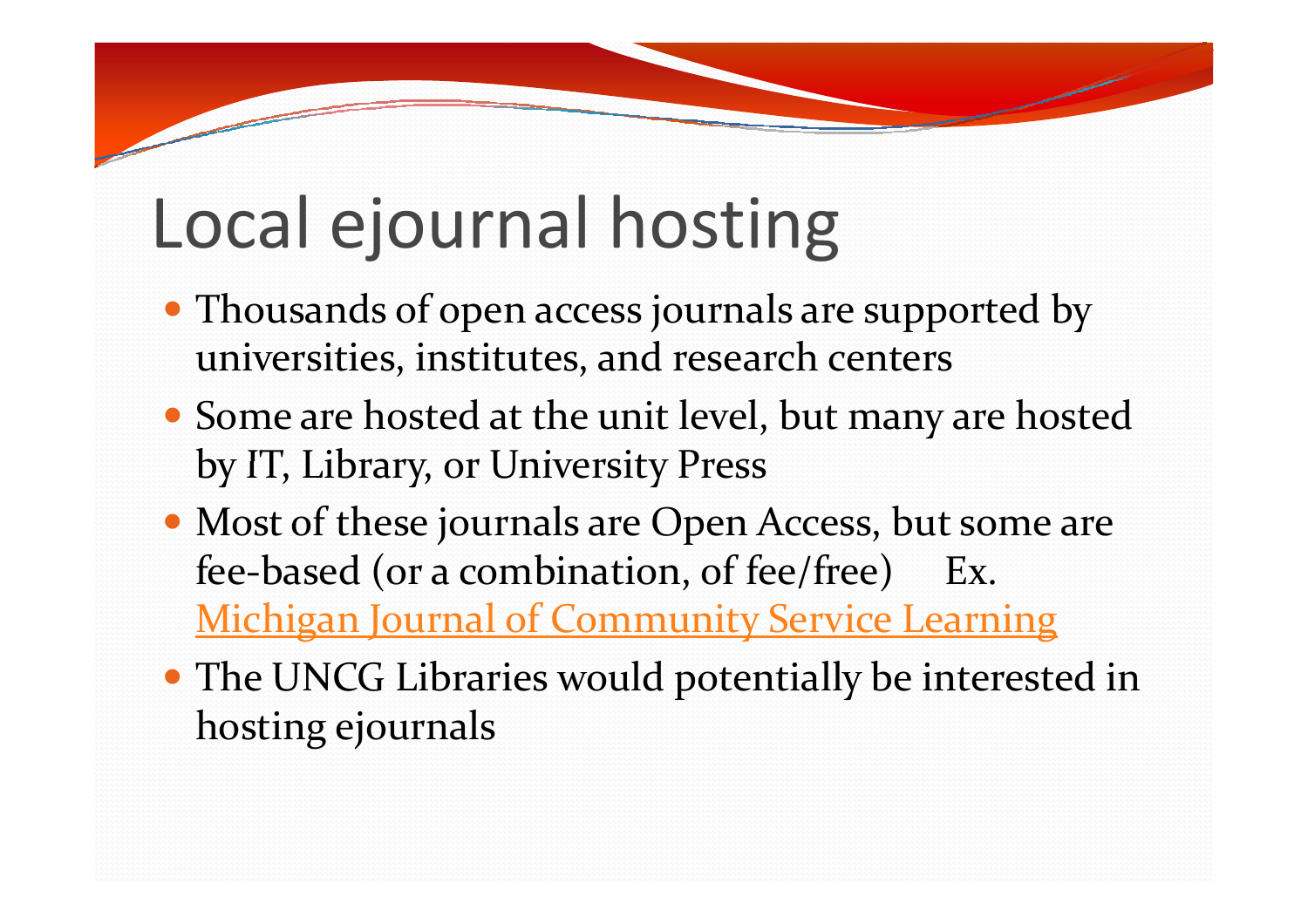# Local ejournal hosting

- Thousands of open access journals are supported by universities, institutes, and research centers
- Some are hosted at the unit level, but many are hosted by IT, Library, or University Press
- Most of these journals are Open Access, but some are fee-based (or a combination, of fee/free)   Ex. Michigan Journal of Community Service Learning
- The UNCG Libraries would potentially be interested in hosting ejournals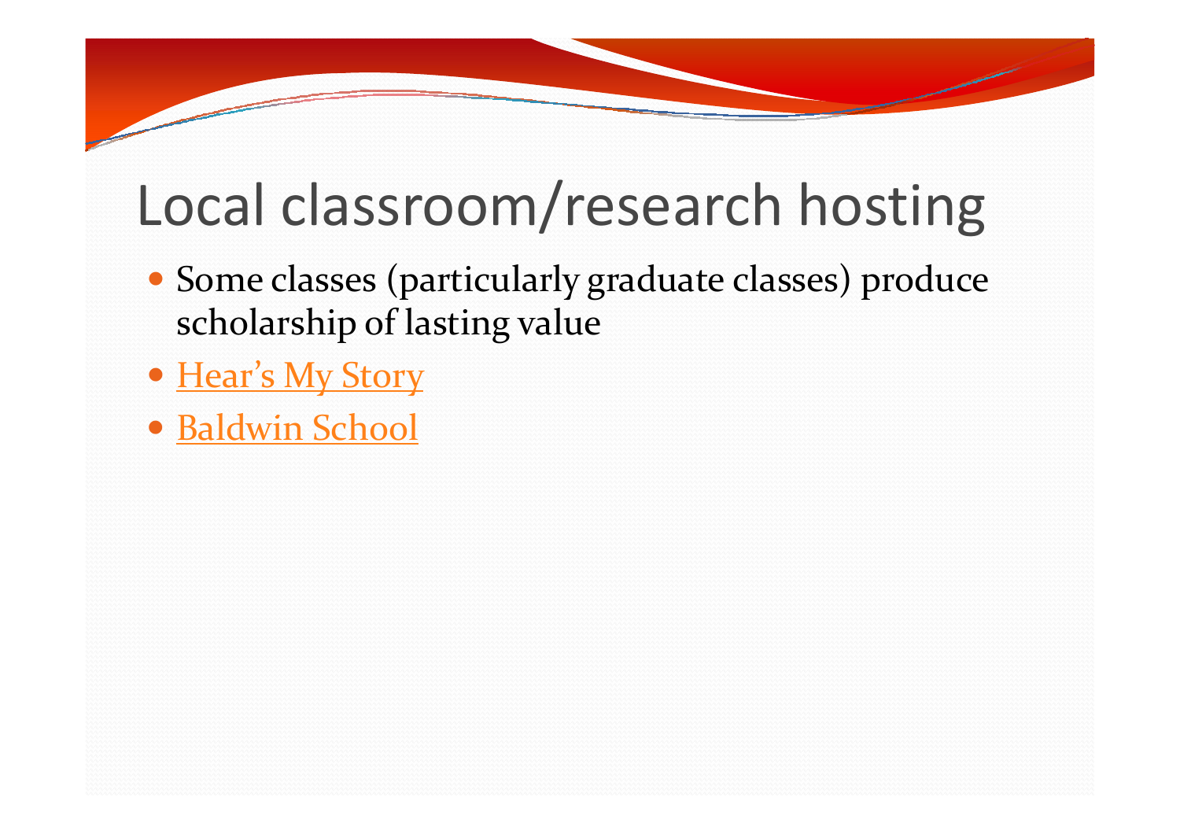# Local classroom/research hosting

- Some classes (particularly graduate classes) produce scholarship of lasting value
- Hear's My Story
- Baldwin School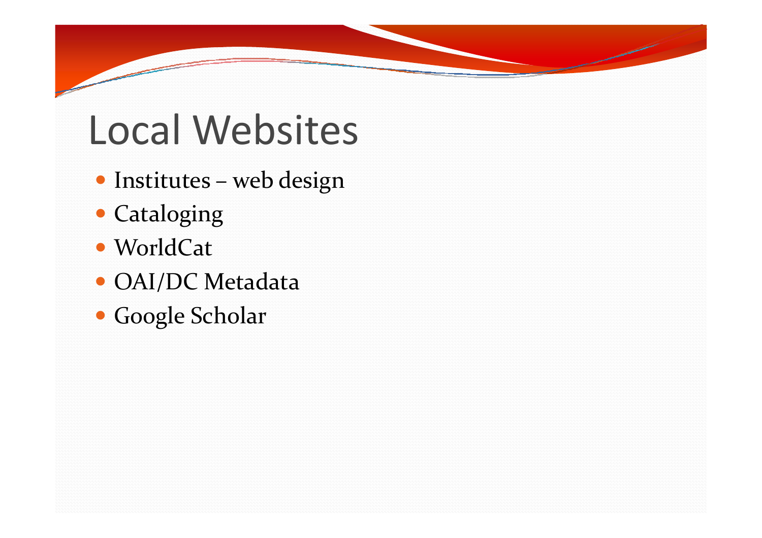# Local Websites

- Institutes – web design
- Cataloging
- WorldCat
- OAI/DC Metadata
- Google Scholar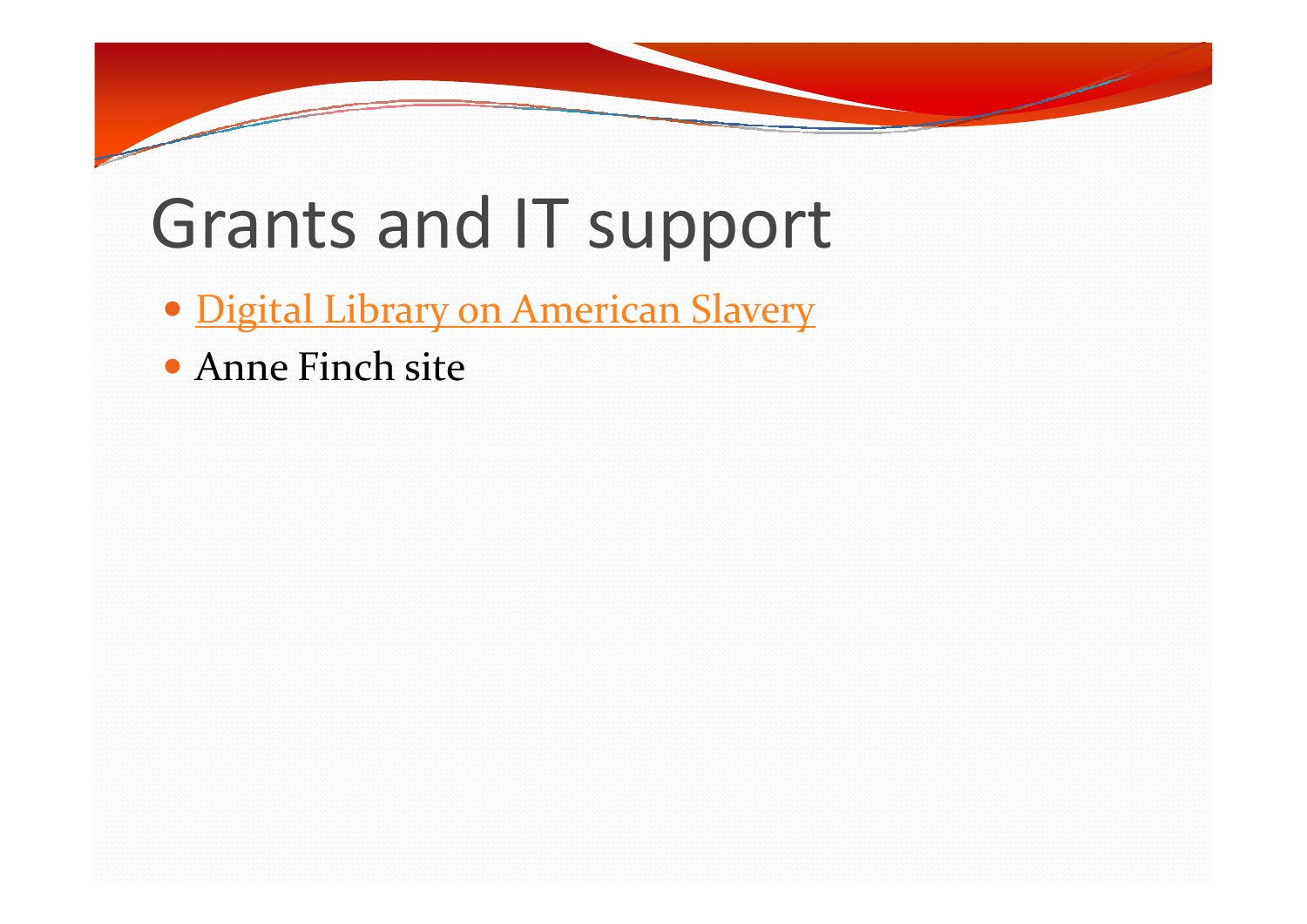# Grants and IT support

- Digital Library on American Slavery
- Anne Finch site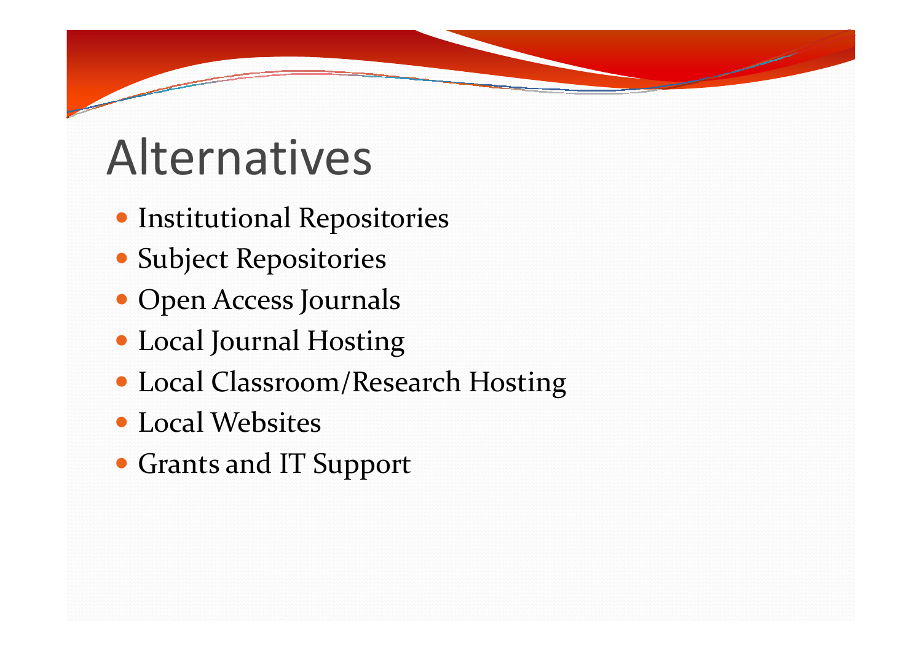# Alternatives

- Institutional Repositories
- Subject Repositories
- Open Access Journals
- Local Journal Hosting
- Local Classroom/Research Hosting
- Local Websites
- Grants and IT Support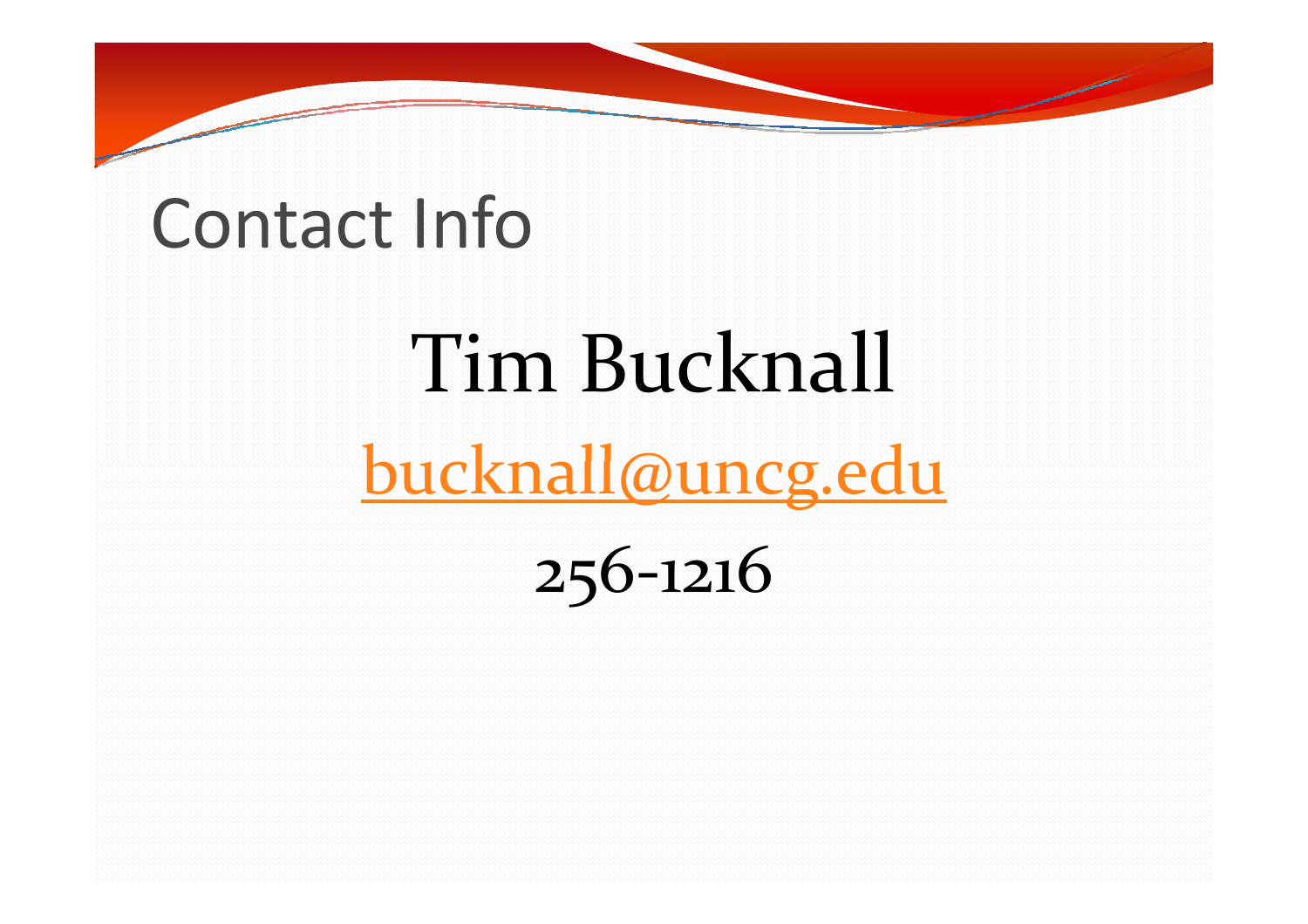# Contact Info

Tim Bucknall

bucknall@uncg.edu

256-1216